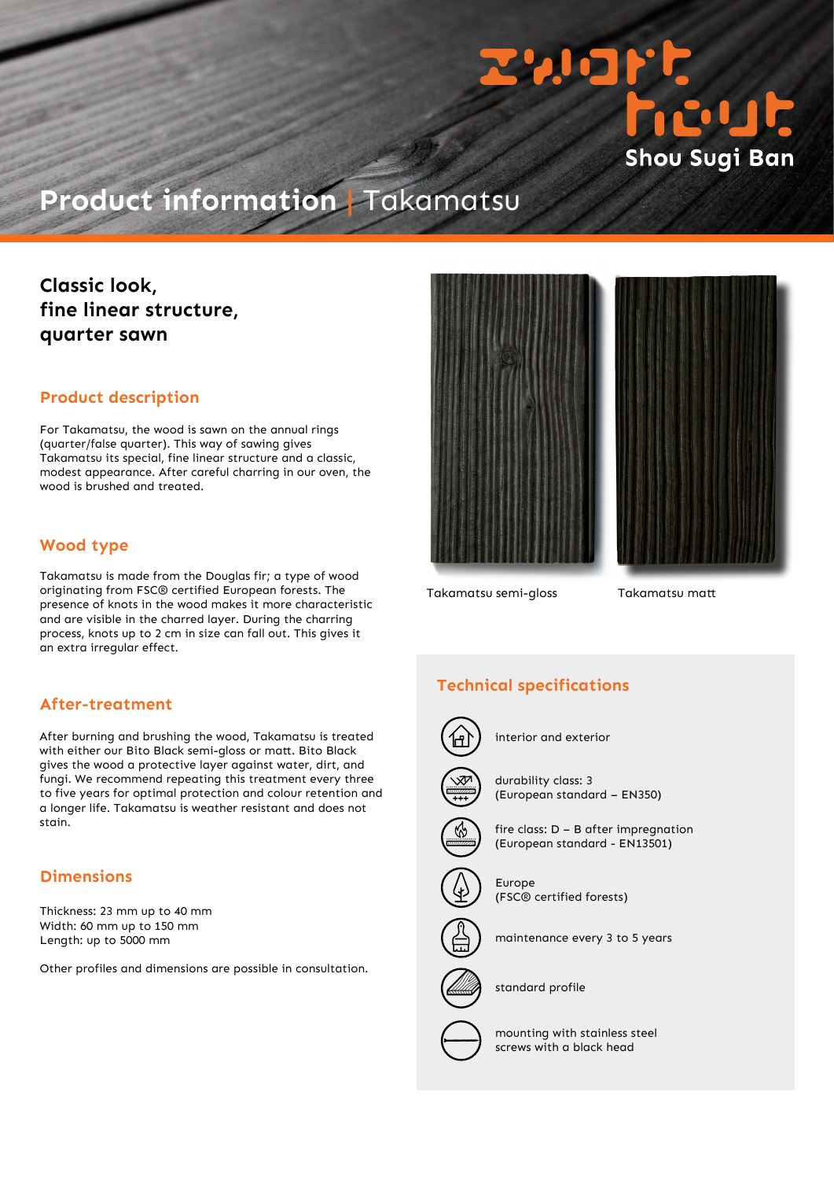# Product information | Takamatsu

Zwart hout
Shou Sugi Ban

## Classic look, fine linear structure, quarter sawn

### Product description

For Takamatsu, the wood is sawn on the annual rings (quarter/false quarter). This way of sawing gives Takamatsu its special, fine linear structure and a classic, modest appearance. After careful charring in our oven, the wood is brushed and treated.

### Wood type

Takamatsu is made from the Douglas fir; a type of wood originating from FSC® certified European forests. The presence of knots in the wood makes it more characteristic and are visible in the charred layer. During the charring process, knots up to 2 cm in size can fall out. This gives it an extra irregular effect.

### After-treatment

After burning and brushing the wood, Takamatsu is treated with either our Bito Black semi-gloss or matt. Bito Black gives the wood a protective layer against water, dirt, and fungi. We recommend repeating this treatment every three to five years for optimal protection and colour retention and a longer life. Takamatsu is weather resistant and does not stain.

### Dimensions

Thickness: 23 mm up to 40 mm
Width: 60 mm up to 150 mm
Length: up to 5000 mm

Other profiles and dimensions are possible in consultation.

Takamatsu semi-gloss

Takamatsu matt

### Technical specifications

- interior and exterior
- durability class: 3 (European standard – EN350)
- fire class: D – B after impregnation (European standard - EN13501)
- Europe (FSC® certified forests)
- maintenance every 3 to 5 years
- standard profile
- mounting with stainless steel screws with a black head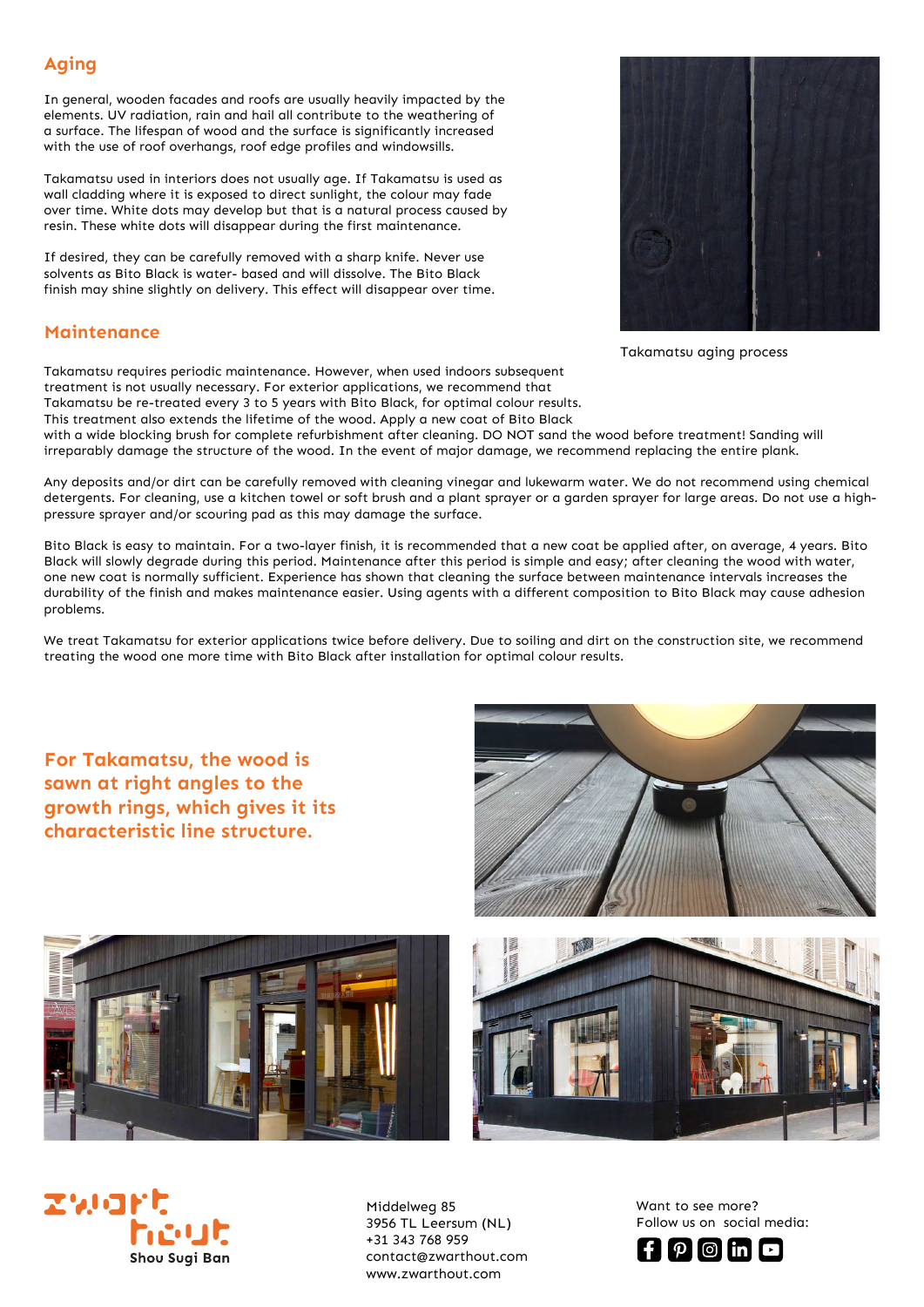## Aging

In general, wooden facades and roofs are usually heavily impacted by the elements. UV radiation, rain and hail all contribute to the weathering of a surface. The lifespan of wood and the surface is significantly increased with the use of roof overhangs, roof edge profiles and windowsills.

Takamatsu used in interiors does not usually age. If Takamatsu is used as wall cladding where it is exposed to direct sunlight, the colour may fade over time. White dots may develop but that is a natural process caused by resin. These white dots will disappear during the first maintenance.

If desired, they can be carefully removed with a sharp knife. Never use solvents as Bito Black is water- based and will dissolve. The Bito Black finish may shine slightly on delivery. This effect will disappear over time.

Takamatsu aging process

## Maintenance

Takamatsu requires periodic maintenance. However, when used indoors subsequent treatment is not usually necessary. For exterior applications, we recommend that Takamatsu be re-treated every 3 to 5 years with Bito Black, for optimal colour results. This treatment also extends the lifetime of the wood. Apply a new coat of Bito Black with a wide blocking brush for complete refurbishment after cleaning. DO NOT sand the wood before treatment! Sanding will irreparably damage the structure of the wood. In the event of major damage, we recommend replacing the entire plank.

Any deposits and/or dirt can be carefully removed with cleaning vinegar and lukewarm water. We do not recommend using chemical detergents. For cleaning, use a kitchen towel or soft brush and a plant sprayer or a garden sprayer for large areas. Do not use a high-pressure sprayer and/or scouring pad as this may damage the surface.

Bito Black is easy to maintain. For a two-layer finish, it is recommended that a new coat be applied after, on average, 4 years. Bito Black will slowly degrade during this period. Maintenance after this period is simple and easy; after cleaning the wood with water, one new coat is normally sufficient. Experience has shown that cleaning the surface between maintenance intervals increases the durability of the finish and makes maintenance easier. Using agents with a different composition to Bito Black may cause adhesion problems.

We treat Takamatsu for exterior applications twice before delivery. Due to soiling and dirt on the construction site, we recommend treating the wood one more time with Bito Black after installation for optimal colour results.

**For Takamatsu, the wood is sawn at right angles to the growth rings, which gives it its characteristic line structure.**

Shou Sugi Ban

Middelweg 85
3956 TL Leersum (NL)
+31 343 768 959
contact@zwarthout.com
www.zwarthout.com

Want to see more?
Follow us on social media: